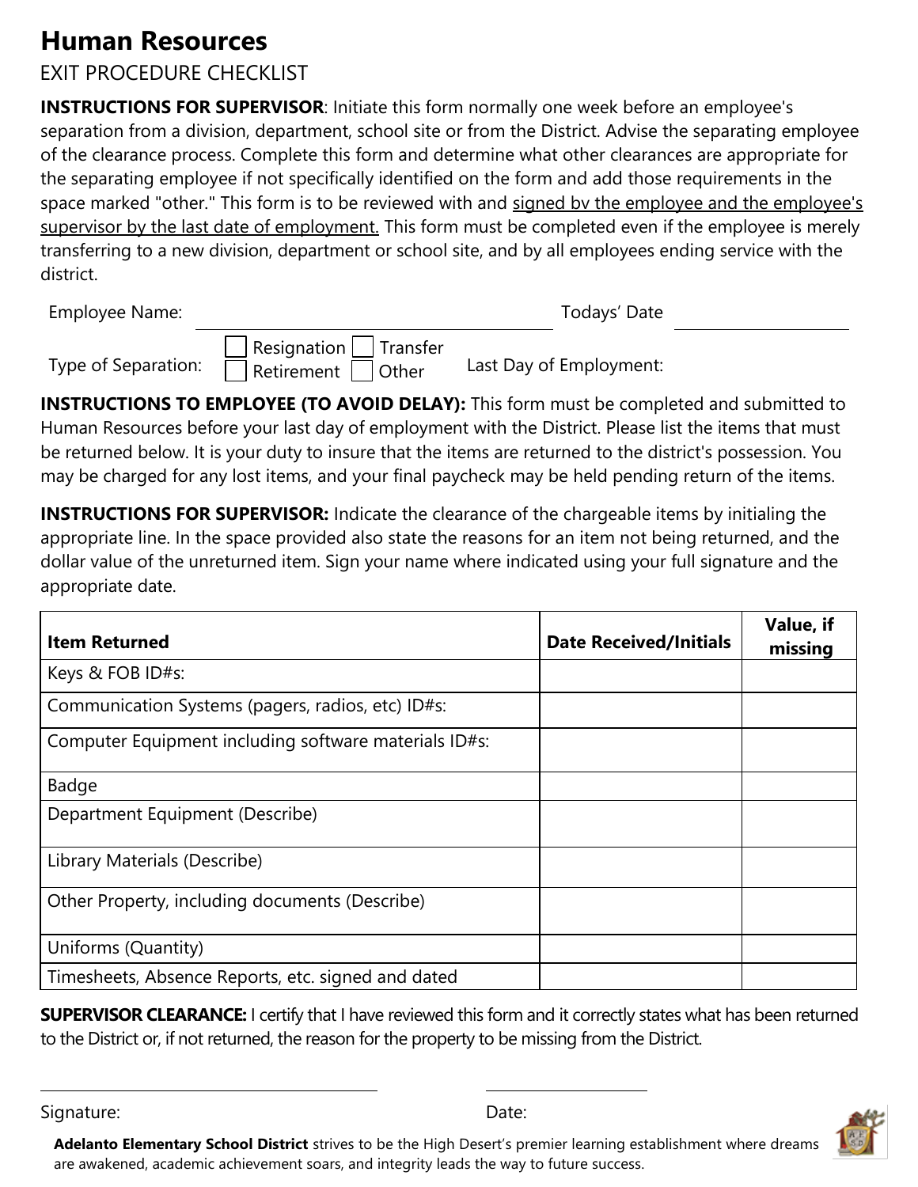# Human Resources

EXIT PROCEDURE CHECKLIST

**INSTRUCTIONS FOR SUPERVISOR**: Initiate this form normally one week before an employee's separation from a division, department, school site or from the District. Advise the separating employee of the clearance process. Complete this form and determine what other clearances are appropriate for the separating employee if not specifically identified on the form and add those requirements in the space marked "other." This form is to be reviewed with and signed bv the employee and the employee's supervisor by the last date of employment. This form must be completed even if the employee is merely transferring to a new division, department or school site, and by all employees ending service with the district.

Employee Name: ______________________ Todays' Date ______________

Type of Separation: ☐ Resignation ☐ Transfer ☐ Retirement ☐ Other Last Day of Employment:

**INSTRUCTIONS TO EMPLOYEE (TO AVOID DELAY):** This form must be completed and submitted to Human Resources before your last day of employment with the District. Please list the items that must be returned below. It is your duty to insure that the items are returned to the district's possession. You may be charged for any lost items, and your final paycheck may be held pending return of the items.

**INSTRUCTIONS FOR SUPERVISOR:** Indicate the clearance of the chargeable items by initialing the appropriate line. In the space provided also state the reasons for an item not being returned, and the dollar value of the unreturned item. Sign your name where indicated using your full signature and the appropriate date.

| Item Returned | Date Received/Initials | Value, if missing |
|---|---|---|
| Keys & FOB ID#s: | | |
| Communication Systems (pagers, radios, etc) ID#s: | | |
| Computer Equipment including software materials ID#s: | | |
| Badge | | |
| Department Equipment (Describe) | | |
| Library Materials (Describe) | | |
| Other Property, including documents (Describe) | | |
| Uniforms (Quantity) | | |
| Timesheets, Absence Reports, etc. signed and dated | | |

**SUPERVISOR CLEARANCE:** I certify that I have reviewed this form and it correctly states what has been returned to the District or, if not returned, the reason for the property to be missing from the District.

Signature: ______________________ Date: ______________

**Adelanto Elementary School District** strives to be the High Desert's premier learning establishment where dreams are awakened, academic achievement soars, and integrity leads the way to future success.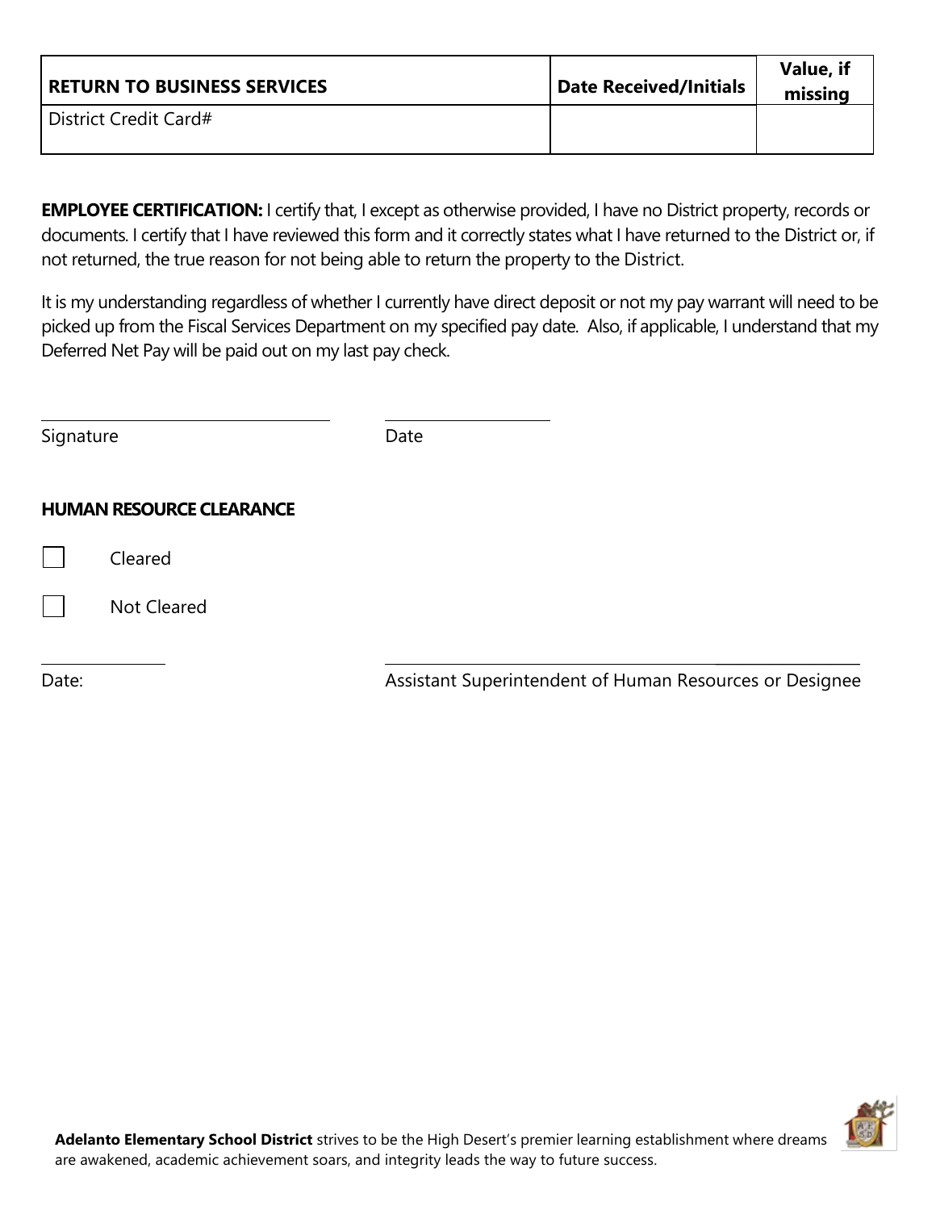| RETURN TO BUSINESS SERVICES | Date Received/Initials | Value, if missing |
|---|---|---|
| District Credit Card# | | |

**EMPLOYEE CERTIFICATION:** I certify that, I except as otherwise provided, I have no District property, records or documents. I certify that I have reviewed this form and it correctly states what I have returned to the District or, if not returned, the true reason for not being able to return the property to the District.

It is my understanding regardless of whether I currently have direct deposit or not my pay warrant will need to be picked up from the Fiscal Services Department on my specified pay date. Also, if applicable, I understand that my Deferred Net Pay will be paid out on my last pay check.

______________________________ ________________

Signature Date

**HUMAN RESOURCE CLEARANCE**

☐ Cleared

☐ Not Cleared

____________ ______________________________________________

Date: Assistant Superintendent of Human Resources or Designee

**Adelanto Elementary School District** strives to be the High Desert's premier learning establishment where dreams are awakened, academic achievement soars, and integrity leads the way to future success.